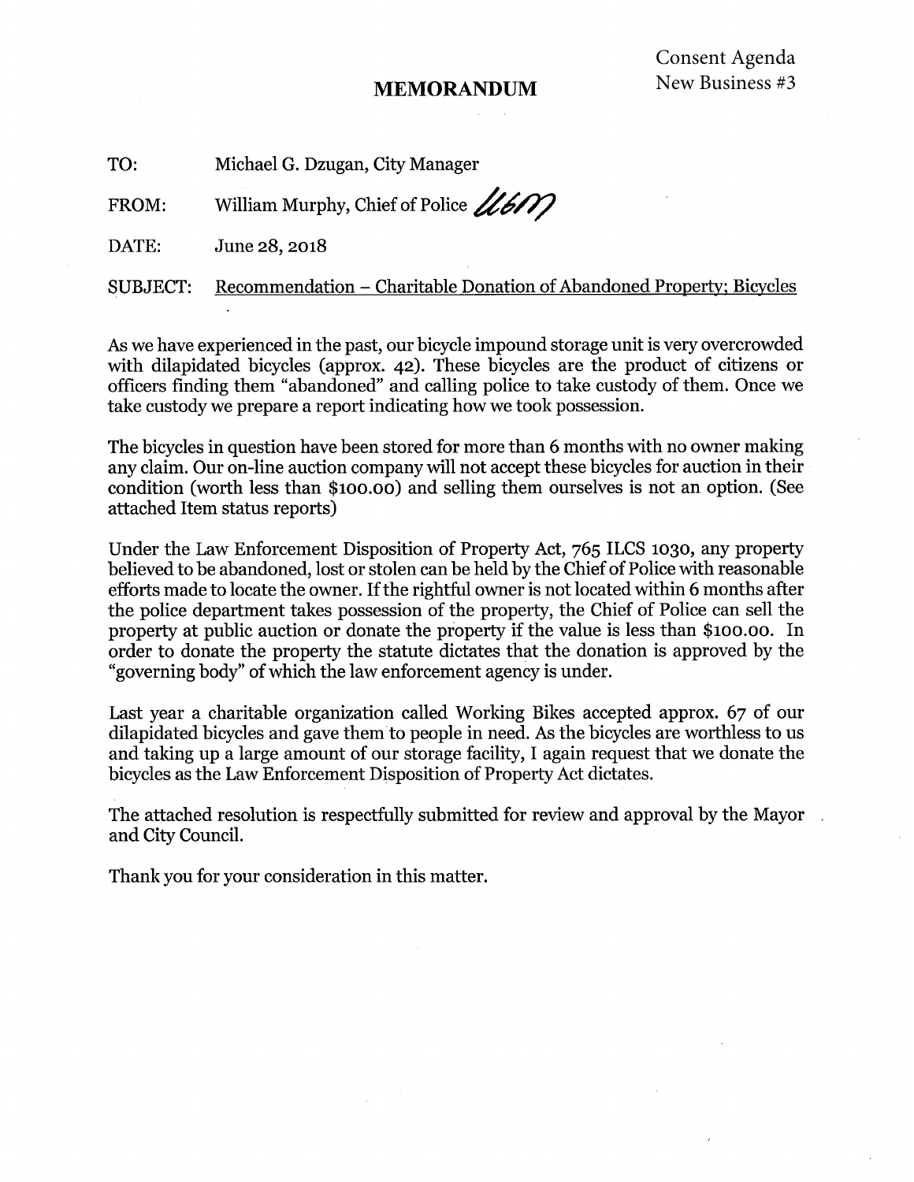Consent Agenda
New Business #3

# MEMORANDUM

TO: Michael G. Dzugan, City Manager

FROM: William Murphy, Chief of Police *WBM*

DATE: June 28, 2018

SUBJECT: Recommendation – Charitable Donation of Abandoned Property; Bicycles

As we have experienced in the past, our bicycle impound storage unit is very overcrowded with dilapidated bicycles (approx. 42). These bicycles are the product of citizens or officers finding them "abandoned" and calling police to take custody of them. Once we take custody we prepare a report indicating how we took possession.

The bicycles in question have been stored for more than 6 months with no owner making any claim. Our on-line auction company will not accept these bicycles for auction in their condition (worth less than $100.00) and selling them ourselves is not an option. (See attached Item status reports)

Under the Law Enforcement Disposition of Property Act, 765 ILCS 1030, any property believed to be abandoned, lost or stolen can be held by the Chief of Police with reasonable efforts made to locate the owner. If the rightful owner is not located within 6 months after the police department takes possession of the property, the Chief of Police can sell the property at public auction or donate the property if the value is less than $100.00. In order to donate the property the statute dictates that the donation is approved by the "governing body" of which the law enforcement agency is under.

Last year a charitable organization called Working Bikes accepted approx. 67 of our dilapidated bicycles and gave them to people in need. As the bicycles are worthless to us and taking up a large amount of our storage facility, I again request that we donate the bicycles as the Law Enforcement Disposition of Property Act dictates.

The attached resolution is respectfully submitted for review and approval by the Mayor and City Council.

Thank you for your consideration in this matter.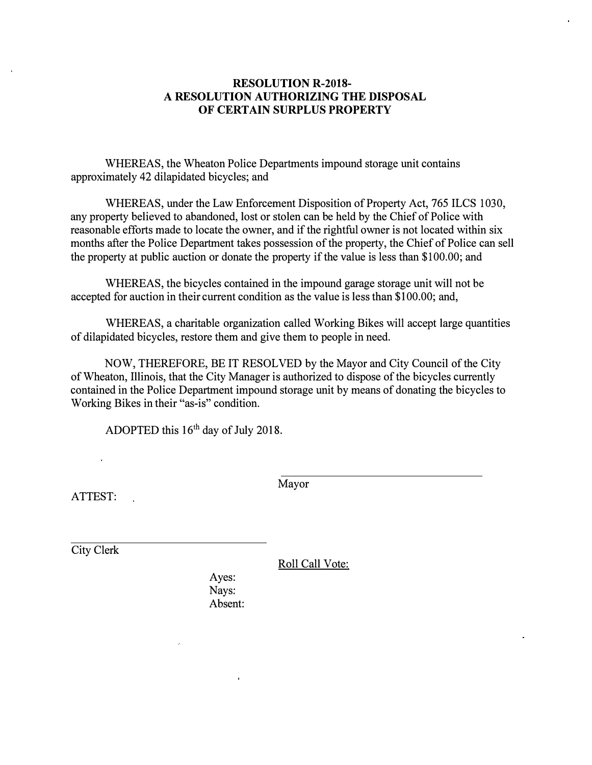**RESOLUTION R-2018-**
**A RESOLUTION AUTHORIZING THE DISPOSAL**
**OF CERTAIN SURPLUS PROPERTY**

WHEREAS, the Wheaton Police Departments impound storage unit contains approximately 42 dilapidated bicycles; and

WHEREAS, under the Law Enforcement Disposition of Property Act, 765 ILCS 1030, any property believed to abandoned, lost or stolen can be held by the Chief of Police with reasonable efforts made to locate the owner, and if the rightful owner is not located within six months after the Police Department takes possession of the property, the Chief of Police can sell the property at public auction or donate the property if the value is less than $100.00; and

WHEREAS, the bicycles contained in the impound garage storage unit will not be accepted for auction in their current condition as the value is less than $100.00; and,

WHEREAS, a charitable organization called Working Bikes will accept large quantities of dilapidated bicycles, restore them and give them to people in need.

NOW, THEREFORE, BE IT RESOLVED by the Mayor and City Council of the City of Wheaton, Illinois, that the City Manager is authorized to dispose of the bicycles currently contained in the Police Department impound storage unit by means of donating the bicycles to Working Bikes in their "as-is" condition.

ADOPTED this 16th day of July 2018.

\_\_\_\_\_\_\_\_\_\_\_\_\_\_\_\_\_\_\_\_\_\_\_\_\_\_\_\_\_\_
Mayor

ATTEST:

\_\_\_\_\_\_\_\_\_\_\_\_\_\_\_\_\_\_\_\_\_\_\_\_\_\_\_\_\_\_
City Clerk

Roll Call Vote:

Ayes:
Nays:
Absent: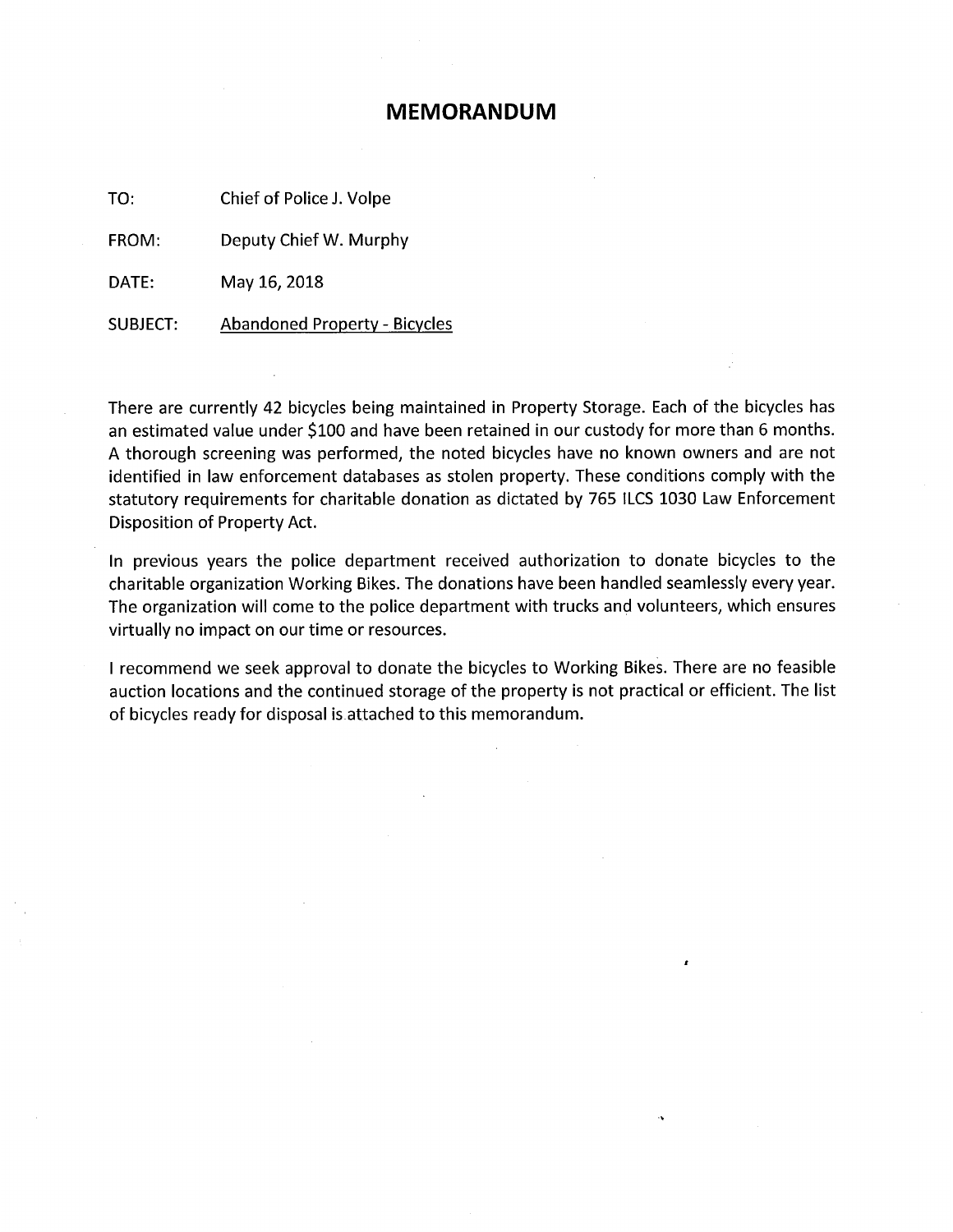# MEMORANDUM

TO: Chief of Police J. Volpe

FROM: Deputy Chief W. Murphy

DATE: May 16, 2018

SUBJECT: <u>Abandoned Property - Bicycles</u>

There are currently 42 bicycles being maintained in Property Storage. Each of the bicycles has an estimated value under $100 and have been retained in our custody for more than 6 months. A thorough screening was performed, the noted bicycles have no known owners and are not identified in law enforcement databases as stolen property. These conditions comply with the statutory requirements for charitable donation as dictated by 765 ILCS 1030 Law Enforcement Disposition of Property Act.

In previous years the police department received authorization to donate bicycles to the charitable organization Working Bikes. The donations have been handled seamlessly every year. The organization will come to the police department with trucks and volunteers, which ensures virtually no impact on our time or resources.

I recommend we seek approval to donate the bicycles to Working Bikes. There are no feasible auction locations and the continued storage of the property is not practical or efficient. The list of bicycles ready for disposal is attached to this memorandum.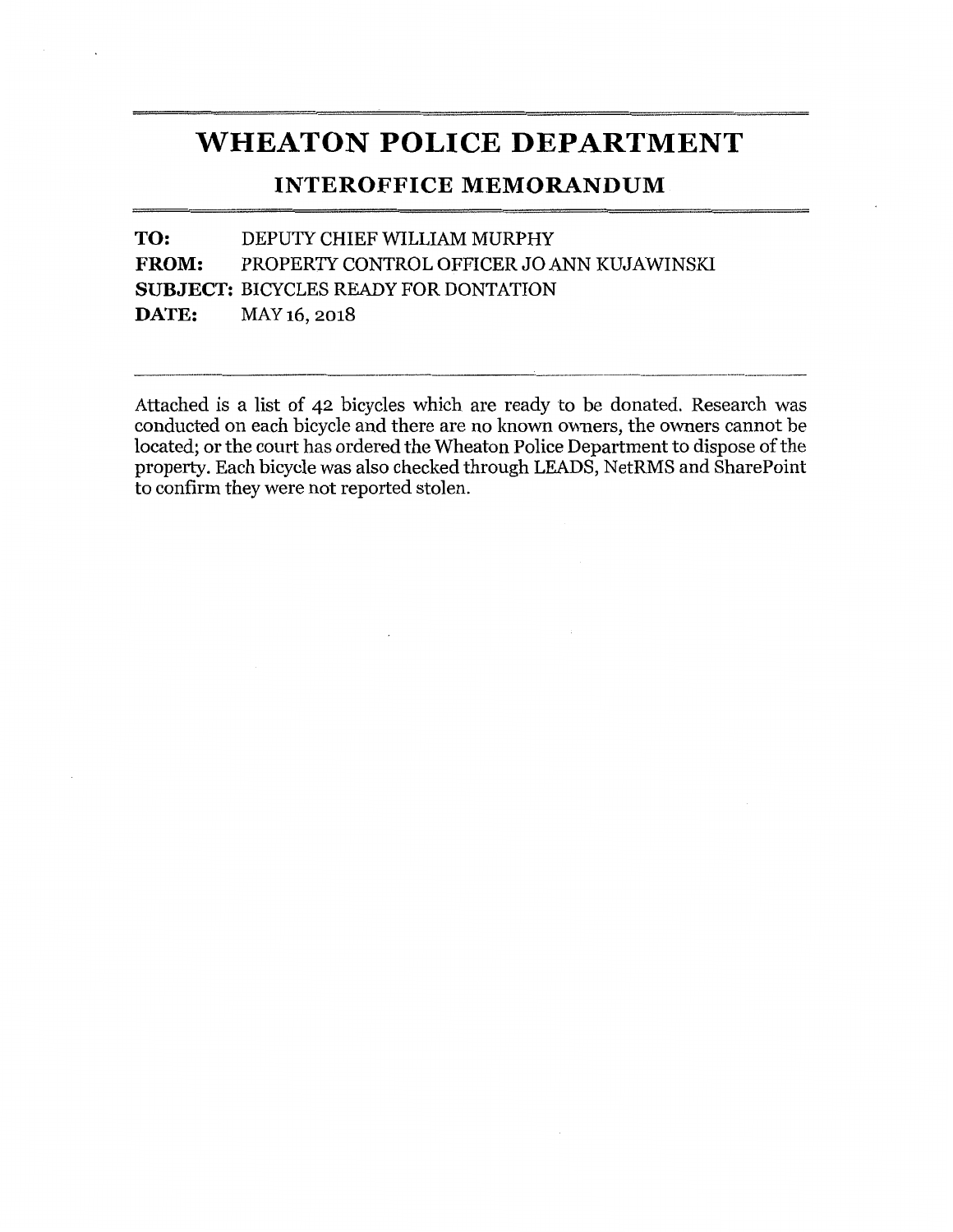# WHEATON POLICE DEPARTMENT

## INTEROFFICE MEMORANDUM

**TO:** DEPUTY CHIEF WILLIAM MURPHY
**FROM:** PROPERTY CONTROL OFFICER JO ANN KUJAWINSKI
**SUBJECT:** BICYCLES READY FOR DONTATION
**DATE:** MAY 16, 2018

---

Attached is a list of 42 bicycles which are ready to be donated. Research was conducted on each bicycle and there are no known owners, the owners cannot be located; or the court has ordered the Wheaton Police Department to dispose of the property. Each bicycle was also checked through LEADS, NetRMS and SharePoint to confirm they were not reported stolen.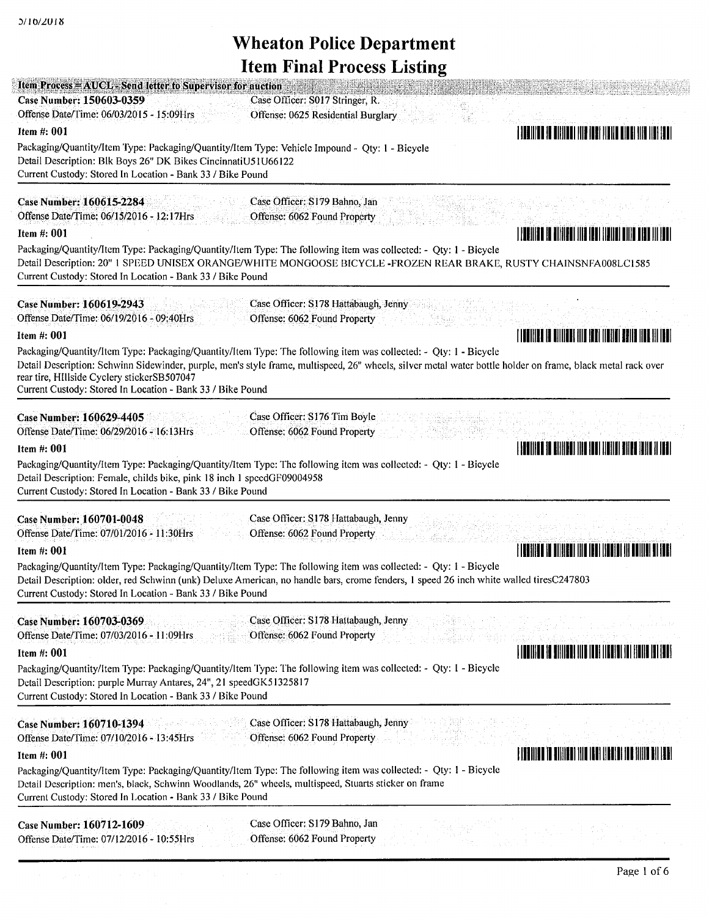# Wheaton Police Department

## Item Final Process Listing

**Item Process = AUCL - Send letter to Supervisor for auction**

**Case Number: 150603-0359** Case Officer: S017 Stringer, R.
Offense Date/Time: 06/03/2015 - 15:09Hrs Offense: 0625 Residential Burglary

**Item #: 001**

Packaging/Quantity/Item Type: Packaging/Quantity/Item Type: Vehicle Impound - Qty: 1 - Bicycle
Detail Description: Blk Boys 26" DK Bikes CincinnatiU51U66122
Current Custody: Stored In Location - Bank 33 / Bike Pound

---

**Case Number: 160615-2284** Case Officer: S179 Bahno, Jan
Offense Date/Time: 06/15/2016 - 12:17Hrs Offense: 6062 Found Property

**Item #: 001**

Packaging/Quantity/Item Type: Packaging/Quantity/Item Type: The following item was collected: - Qty: 1 - Bicycle
Detail Description: 20" 1 SPEED UNISEX ORANGE/WHITE MONGOOSE BICYCLE -FROZEN REAR BRAKE, RUSTY CHAINSNFA008LC1585
Current Custody: Stored In Location - Bank 33 / Bike Pound

---

**Case Number: 160619-2943** Case Officer: S178 Hattabaugh, Jenny
Offense Date/Time: 06/19/2016 - 09:40Hrs Offense: 6062 Found Property

**Item #: 001**

Packaging/Quantity/Item Type: Packaging/Quantity/Item Type: The following item was collected: - Qty: 1 - Bicycle
Detail Description: Schwinn Sidewinder, purple, men's style frame, multispeed, 26" wheels, silver metal water bottle holder on frame, black metal rack over rear tire, HIllside Cyclery stickerSB507047
Current Custody: Stored In Location - Bank 33 / Bike Pound

---

**Case Number: 160629-4405** Case Officer: S176 Tim Boyle
Offense Date/Time: 06/29/2016 - 16:13Hrs Offense: 6062 Found Property

**Item #: 001**

Packaging/Quantity/Item Type: Packaging/Quantity/Item Type: The following item was collected: - Qty: 1 - Bicycle
Detail Description: Female, childs bike, pink 18 inch 1 speedGF09004958
Current Custody: Stored In Location - Bank 33 / Bike Pound

---

**Case Number: 160701-0048** Case Officer: S178 Hattabaugh, Jenny
Offense Date/Time: 07/01/2016 - 11:30Hrs Offense: 6062 Found Property

**Item #: 001**

Packaging/Quantity/Item Type: Packaging/Quantity/Item Type: The following item was collected: - Qty: 1 - Bicycle
Detail Description: older, red Schwinn (unk) Deluxe American, no handle bars, crome fenders, 1 speed 26 inch white walled tiresC247803
Current Custody: Stored In Location - Bank 33 / Bike Pound

---

**Case Number: 160703-0369** Case Officer: S178 Hattabaugh, Jenny
Offense Date/Time: 07/03/2016 - 11:09Hrs Offense: 6062 Found Property

**Item #: 001**

Packaging/Quantity/Item Type: Packaging/Quantity/Item Type: The following item was collected: - Qty: 1 - Bicycle
Detail Description: purple Murray Antares, 24", 21 speedGK51325817
Current Custody: Stored In Location - Bank 33 / Bike Pound

---

**Case Number: 160710-1394** Case Officer: S178 Hattabaugh, Jenny
Offense Date/Time: 07/10/2016 - 13:45Hrs Offense: 6062 Found Property

**Item #: 001**

Packaging/Quantity/Item Type: Packaging/Quantity/Item Type: The following item was collected: - Qty: 1 - Bicycle
Detail Description: men's, black, Schwinn Woodlands, 26" wheels, multispeed, Stuarts sticker on frame
Current Custody: Stored In Location - Bank 33 / Bike Pound

---

**Case Number: 160712-1609** Case Officer: S179 Bahno, Jan
Offense Date/Time: 07/12/2016 - 10:55Hrs Offense: 6062 Found Property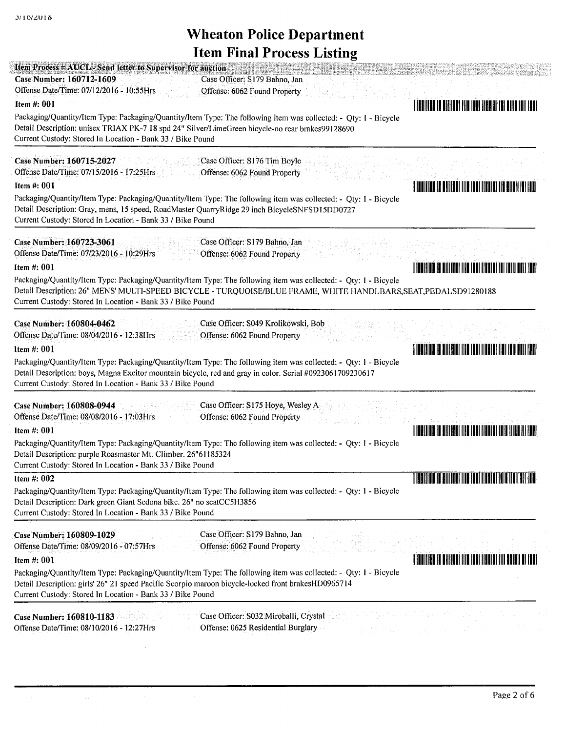# Wheaton Police Department

## Item Final Process Listing

**Item Process = AUCL - Send letter to Supervisor for auction**

**Case Number: 160712-1609** Case Officer: S179 Bahno, Jan
Offense Date/Time: 07/12/2016 - 10:55Hrs Offense: 6062 Found Property

**Item #: 001**

Packaging/Quantity/Item Type: Packaging/Quantity/Item Type: The following item was collected: - Qty: 1 - Bicycle
Detail Description: unisex TRIAX PK-7 18 spd 24" Silver/LimeGreen bicycle-no rear brakes99128690
Current Custody: Stored In Location - Bank 33 / Bike Pound

---

**Case Number: 160715-2027** Case Officer: S176 Tim Boyle
Offense Date/Time: 07/15/2016 - 17:25Hrs Offense: 6062 Found Property

**Item #: 001**

Packaging/Quantity/Item Type: Packaging/Quantity/Item Type: The following item was collected: - Qty: 1 - Bicycle
Detail Description: Gray, mens, 15 speed, RoadMaster QuarryRidge 29 inch BicycleSNFSD15DD0727
Current Custody: Stored In Location - Bank 33 / Bike Pound

---

**Case Number: 160723-3061** Case Officer: S179 Bahno, Jan
Offense Date/Time: 07/23/2016 - 10:29Hrs Offense: 6062 Found Property

**Item #: 001**

Packaging/Quantity/Item Type: Packaging/Quantity/Item Type: The following item was collected: - Qty: 1 - Bicycle
Detail Description: 26" MENS' MULTI-SPEED BICYCLE - TURQUOISE/BLUE FRAME, WHITE HANDLBARS,SEAT,PEDALSD91280188
Current Custody: Stored In Location - Bank 33 / Bike Pound

---

**Case Number: 160804-0462** Case Officer: S049 Krolikowski, Bob
Offense Date/Time: 08/04/2016 - 12:38Hrs Offense: 6062 Found Property

**Item #: 001**

Packaging/Quantity/Item Type: Packaging/Quantity/Item Type: The following item was collected: - Qty: 1 - Bicycle
Detail Description: boys, Magna Excitor mountain bicycle, red and gray in color. Serial #0923061709230617
Current Custody: Stored In Location - Bank 33 / Bike Pound

---

**Case Number: 160808-0944** Case Officer: S175 Hoye, Wesley A
Offense Date/Time: 08/08/2016 - 17:03Hrs Offense: 6062 Found Property

**Item #: 001**

Packaging/Quantity/Item Type: Packaging/Quantity/Item Type: The following item was collected: - Qty: 1 - Bicycle
Detail Description: purple Roasmaster Mt. Climber. 26"61185324
Current Custody: Stored In Location - Bank 33 / Bike Pound

**Item #: 002**

Packaging/Quantity/Item Type: Packaging/Quantity/Item Type: The following item was collected: - Qty: 1 - Bicycle
Detail Description: Dark green Giant Sedona bike. 26" no seatCC5H3856
Current Custody: Stored In Location - Bank 33 / Bike Pound

---

**Case Number: 160809-1029** Case Officer: S179 Bahno, Jan
Offense Date/Time: 08/09/2016 - 07:57Hrs Offense: 6062 Found Property

**Item #: 001**

Packaging/Quantity/Item Type: Packaging/Quantity/Item Type: The following item was collected: - Qty: 1 - Bicycle
Detail Description: girls' 26" 21 speed Pacific Scorpio maroon bicycle-locked front brakesHD0965714
Current Custody: Stored In Location - Bank 33 / Bike Pound

---

**Case Number: 160810-1183** Case Officer: S032 Miroballi, Crystal
Offense Date/Time: 08/10/2016 - 12:27Hrs Offense: 0625 Residential Burglary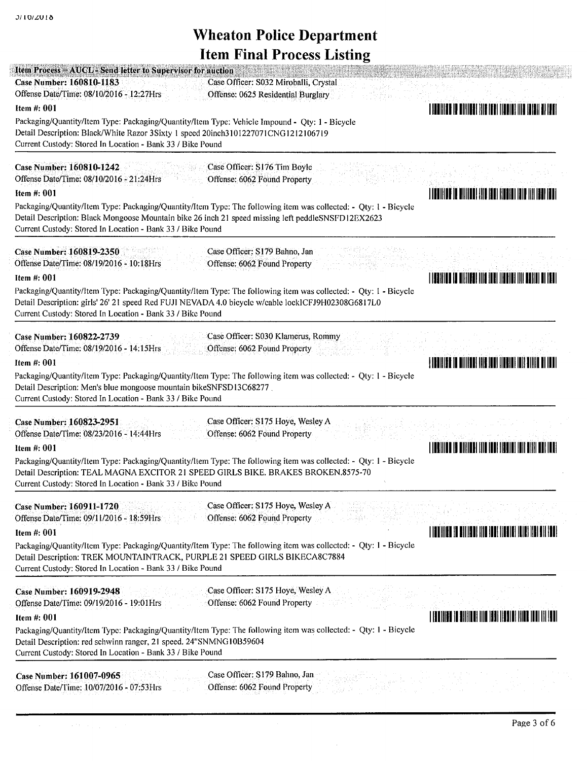# Wheaton Police Department

## Item Final Process Listing

**Item Process = AUCL - Send letter to Supervisor for auction**

**Case Number: 160810-1183** Case Officer: S032 Miroballi, Crystal
Offense Date/Time: 08/10/2016 - 12:27Hrs Offense: 0625 Residential Burglary

**Item #: 001**

Packaging/Quantity/Item Type: Packaging/Quantity/Item Type: Vehicle Impound - Qty: 1 - Bicycle
Detail Description: Black/White Razor 3Sixty 1 speed 20inch3101227071CNG1212106719
Current Custody: Stored In Location - Bank 33 / Bike Pound

---

**Case Number: 160810-1242** Case Officer: S176 Tim Boyle
Offense Date/Time: 08/10/2016 - 21:24Hrs Offense: 6062 Found Property

**Item #: 001**

Packaging/Quantity/Item Type: Packaging/Quantity/Item Type: The following item was collected: - Qty: 1 - Bicycle
Detail Description: Black Mongoose Mountain bike 26 inch 21 speed missing left peddleSNSFD12EX2623
Current Custody: Stored In Location - Bank 33 / Bike Pound

---

**Case Number: 160819-2350** Case Officer: S179 Bahno, Jan
Offense Date/Time: 08/19/2016 - 10:18Hrs Offense: 6062 Found Property

**Item #: 001**

Packaging/Quantity/Item Type: Packaging/Quantity/Item Type: The following item was collected: - Qty: 1 - Bicycle
Detail Description: girls' 26' 21 speed Red FUJI NEVADA 4.0 bicycle w/cable lockICFJ9H02308G6817L0
Current Custody: Stored In Location - Bank 33 / Bike Pound

---

**Case Number: 160822-2739** Case Officer: S030 Klamerus, Rommy
Offense Date/Time: 08/19/2016 - 14:15Hrs Offense: 6062 Found Property

**Item #: 001**

Packaging/Quantity/Item Type: Packaging/Quantity/Item Type: The following item was collected: - Qty: 1 - Bicycle
Detail Description: Men's blue mongoose mountain bikeSNFSD13C68277
Current Custody: Stored In Location - Bank 33 / Bike Pound

---

**Case Number: 160823-2951** Case Officer: S175 Hoye, Wesley A
Offense Date/Time: 08/23/2016 - 14:44Hrs Offense: 6062 Found Property

**Item #: 001**

Packaging/Quantity/Item Type: Packaging/Quantity/Item Type: The following item was collected: - Qty: 1 - Bicycle
Detail Description: TEAL MAGNA EXCITOR 21 SPEED GIRLS BIKE. BRAKES BROKEN.8575-70
Current Custody: Stored In Location - Bank 33 / Bike Pound

---

**Case Number: 160911-1720** Case Officer: S175 Hoye, Wesley A
Offense Date/Time: 09/11/2016 - 18:59Hrs Offense: 6062 Found Property

**Item #: 001**

Packaging/Quantity/Item Type: Packaging/Quantity/Item Type: The following item was collected: - Qty: 1 - Bicycle
Detail Description: TREK MOUNTAINTRACK, PURPLE 21 SPEED GIRLS BIKECA8C7884
Current Custody: Stored In Location - Bank 33 / Bike Pound

---

**Case Number: 160919-2948** Case Officer: S175 Hoye, Wesley A
Offense Date/Time: 09/19/2016 - 19:01Hrs Offense: 6062 Found Property

**Item #: 001**

Packaging/Quantity/Item Type: Packaging/Quantity/Item Type: The following item was collected: - Qty: 1 - Bicycle
Detail Description: red schwinn ranger, 21 speed. 24"SNMNG10B59604
Current Custody: Stored In Location - Bank 33 / Bike Pound

---

**Case Number: 161007-0965** Case Officer: S179 Bahno, Jan
Offense Date/Time: 10/07/2016 - 07:53Hrs Offense: 6062 Found Property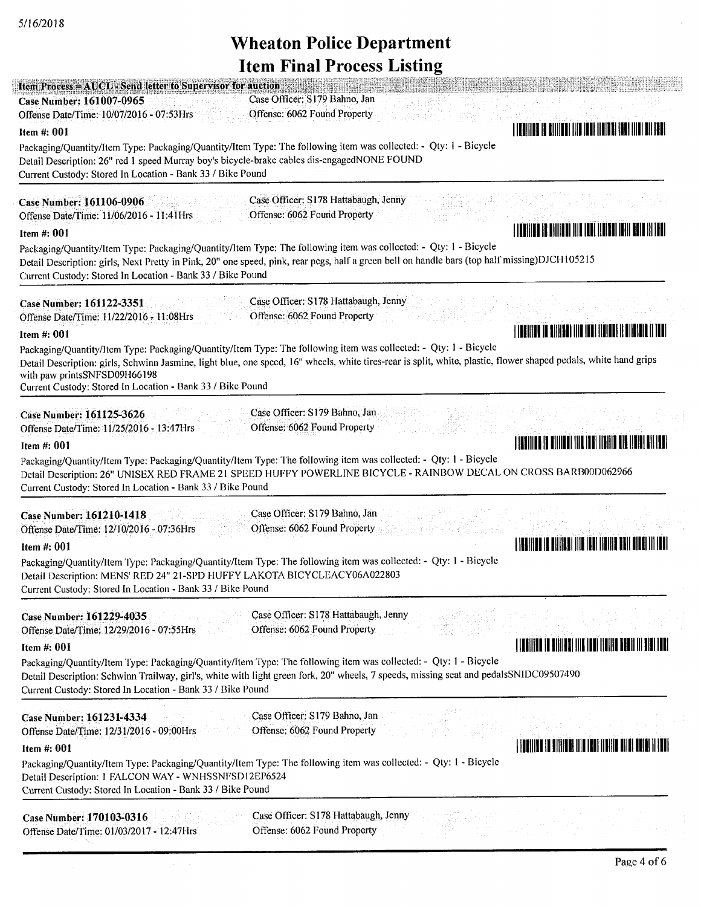5/16/2018

# Wheaton Police Department

## Item Final Process Listing

**Item Process = AUCL - Send letter to Supervisor for auction**

**Case Number: 161007-0965** Case Officer: S179 Bahno, Jan
Offense Date/Time: 10/07/2016 - 07:53Hrs Offense: 6062 Found Property

**Item #: 001**

Packaging/Quantity/Item Type: Packaging/Quantity/Item Type: The following item was collected: - Qty: 1 - Bicycle
Detail Description: 26" red 1 speed Murray boy's bicycle-brake cables dis-engagedNONE FOUND
Current Custody: Stored In Location - Bank 33 / Bike Pound

---

**Case Number: 161106-0906** Case Officer: S178 Hattabaugh, Jenny
Offense Date/Time: 11/06/2016 - 11:41Hrs Offense: 6062 Found Property

**Item #: 001**

Packaging/Quantity/Item Type: Packaging/Quantity/Item Type: The following item was collected: - Qty: 1 - Bicycle
Detail Description: girls, Next Pretty in Pink, 20" one speed, pink, rear pegs, half a green bell on handle bars (top half missing)DJCH105215
Current Custody: Stored In Location - Bank 33 / Bike Pound

---

**Case Number: 161122-3351** Case Officer: S178 Hattabaugh, Jenny
Offense Date/Time: 11/22/2016 - 11:08Hrs Offense: 6062 Found Property

**Item #: 001**

Packaging/Quantity/Item Type: Packaging/Quantity/Item Type: The following item was collected: - Qty: 1 - Bicycle
Detail Description: girls, Schwinn Jasmine, light blue, one speed, 16" wheels, white tires-rear is split, white, plastic, flower shaped pedals, white hand grips with paw printsSNFSD09H66198
Current Custody: Stored In Location - Bank 33 / Bike Pound

---

**Case Number: 161125-3626** Case Officer: S179 Bahno, Jan
Offense Date/Time: 11/25/2016 - 13:47Hrs Offense: 6062 Found Property

**Item #: 001**

Packaging/Quantity/Item Type: Packaging/Quantity/Item Type: The following item was collected: - Qty: 1 - Bicycle
Detail Description: 26" UNISEX RED FRAME 21 SPEED HUFFY POWERLINE BICYCLE - RAINBOW DECAL ON CROSS BARB00D062966
Current Custody: Stored In Location - Bank 33 / Bike Pound

---

**Case Number: 161210-1418** Case Officer: S179 Bahno, Jan
Offense Date/Time: 12/10/2016 - 07:36Hrs Offense: 6062 Found Property

**Item #: 001**

Packaging/Quantity/Item Type: Packaging/Quantity/Item Type: The following item was collected: - Qty: 1 - Bicycle
Detail Description: MENS' RED 24" 21-SPD HUFFY LAKOTA BICYCLEACY06A022803
Current Custody: Stored In Location - Bank 33 / Bike Pound

---

**Case Number: 161229-4035** Case Officer: S178 Hattabaugh, Jenny
Offense Date/Time: 12/29/2016 - 07:55Hrs Offense: 6062 Found Property

**Item #: 001**

Packaging/Quantity/Item Type: Packaging/Quantity/Item Type: The following item was collected: - Qty: 1 - Bicycle
Detail Description: Schwinn Trailway, girl's, white with light green fork, 20" wheels, 7 speeds, missing seat and pedalsSNIDC09507490
Current Custody: Stored In Location - Bank 33 / Bike Pound

---

**Case Number: 161231-4334** Case Officer: S179 Bahno, Jan
Offense Date/Time: 12/31/2016 - 09:00Hrs Offense: 6062 Found Property

**Item #: 001**

Packaging/Quantity/Item Type: Packaging/Quantity/Item Type: The following item was collected: - Qty: 1 - Bicycle
Detail Description: 1 FALCON WAY - WNHSSNFSD12EP6524
Current Custody: Stored In Location - Bank 33 / Bike Pound

---

**Case Number: 170103-0316** Case Officer: S178 Hattabaugh, Jenny
Offense Date/Time: 01/03/2017 - 12:47Hrs Offense: 6062 Found Property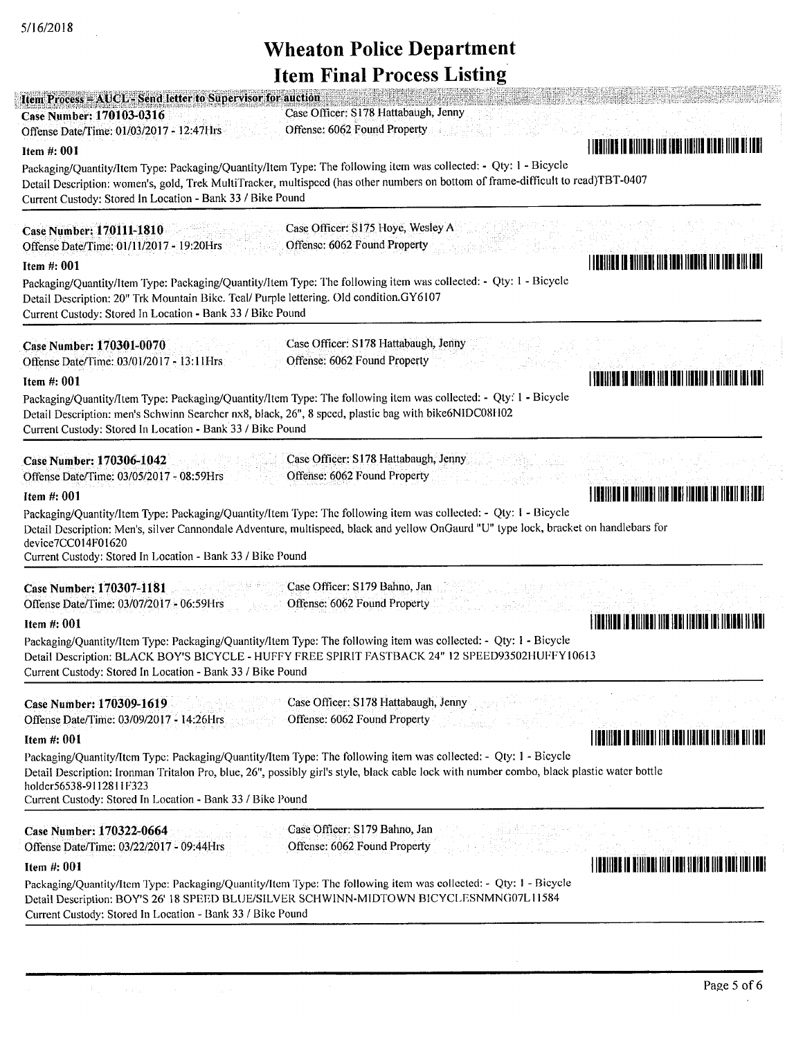5/16/2018

# Wheaton Police Department

## Item Final Process Listing

**Item Process = AUCL - Send letter to Supervisor for auction**

**Case Number: 170103-0316**
Case Officer: S178 Hattabaugh, Jenny
Offense Date/Time: 01/03/2017 - 12:47Hrs
Offense: 6062 Found Property

**Item #: 001**

Packaging/Quantity/Item Type: Packaging/Quantity/Item Type: The following item was collected: - Qty: 1 - Bicycle
Detail Description: women's, gold, Trek MultiTracker, multispeed (has other numbers on bottom of frame-difficult to read)TBT-0407
Current Custody: Stored In Location - Bank 33 / Bike Pound

---

**Case Number: 170111-1810**
Case Officer: S175 Hoye, Wesley A
Offense Date/Time: 01/11/2017 - 19:20Hrs
Offense: 6062 Found Property

**Item #: 001**

Packaging/Quantity/Item Type: Packaging/Quantity/Item Type: The following item was collected: - Qty: 1 - Bicycle
Detail Description: 20" Trk Mountain Bike. Teal/ Purple lettering. Old condition.GY6107
Current Custody: Stored In Location - Bank 33 / Bike Pound

---

**Case Number: 170301-0070**
Case Officer: S178 Hattabaugh, Jenny
Offense Date/Time: 03/01/2017 - 13:11Hrs
Offense: 6062 Found Property

**Item #: 001**

Packaging/Quantity/Item Type: Packaging/Quantity/Item Type: The following item was collected: - Qty: 1 - Bicycle
Detail Description: men's Schwinn Searcher nx8, black, 26", 8 speed, plastic bag with bike6NIDC08H02
Current Custody: Stored In Location - Bank 33 / Bike Pound

---

**Case Number: 170306-1042**
Case Officer: S178 Hattabaugh, Jenny
Offense Date/Time: 03/05/2017 - 08:59Hrs
Offense: 6062 Found Property

**Item #: 001**

Packaging/Quantity/Item Type: Packaging/Quantity/Item Type: The following item was collected: - Qty: 1 - Bicycle
Detail Description: Men's, silver Cannondale Adventure, multispeed, black and yellow OnGaurd "U" type lock, bracket on handlebars for device7CC014F01620
Current Custody: Stored In Location - Bank 33 / Bike Pound

---

**Case Number: 170307-1181**
Case Officer: S179 Bahno, Jan
Offense Date/Time: 03/07/2017 - 06:59Hrs
Offense: 6062 Found Property

**Item #: 001**

Packaging/Quantity/Item Type: Packaging/Quantity/Item Type: The following item was collected: - Qty: 1 - Bicycle
Detail Description: BLACK BOY'S BICYCLE - HUFFY FREE SPIRIT FASTBACK 24" 12 SPEED93502HUFFY10613
Current Custody: Stored In Location - Bank 33 / Bike Pound

---

**Case Number: 170309-1619**
Case Officer: S178 Hattabaugh, Jenny
Offense Date/Time: 03/09/2017 - 14:26Hrs
Offense: 6062 Found Property

**Item #: 001**

Packaging/Quantity/Item Type: Packaging/Quantity/Item Type: The following item was collected: - Qty: 1 - Bicycle
Detail Description: Ironman Tritalon Pro, blue, 26", possibly girl's style, black cable lock with number combo, black plastic water bottle holder56538-9112811F323
Current Custody: Stored In Location - Bank 33 / Bike Pound

---

**Case Number: 170322-0664**
Case Officer: S179 Bahno, Jan
Offense Date/Time: 03/22/2017 - 09:44Hrs
Offense: 6062 Found Property

**Item #: 001**

Packaging/Quantity/Item Type: Packaging/Quantity/Item Type: The following item was collected: - Qty: 1 - Bicycle
Detail Description: BOY'S 26' 18 SPEED BLUE/SILVER SCHWINN-MIDTOWN BICYCLESNMNG07L11584
Current Custody: Stored In Location - Bank 33 / Bike Pound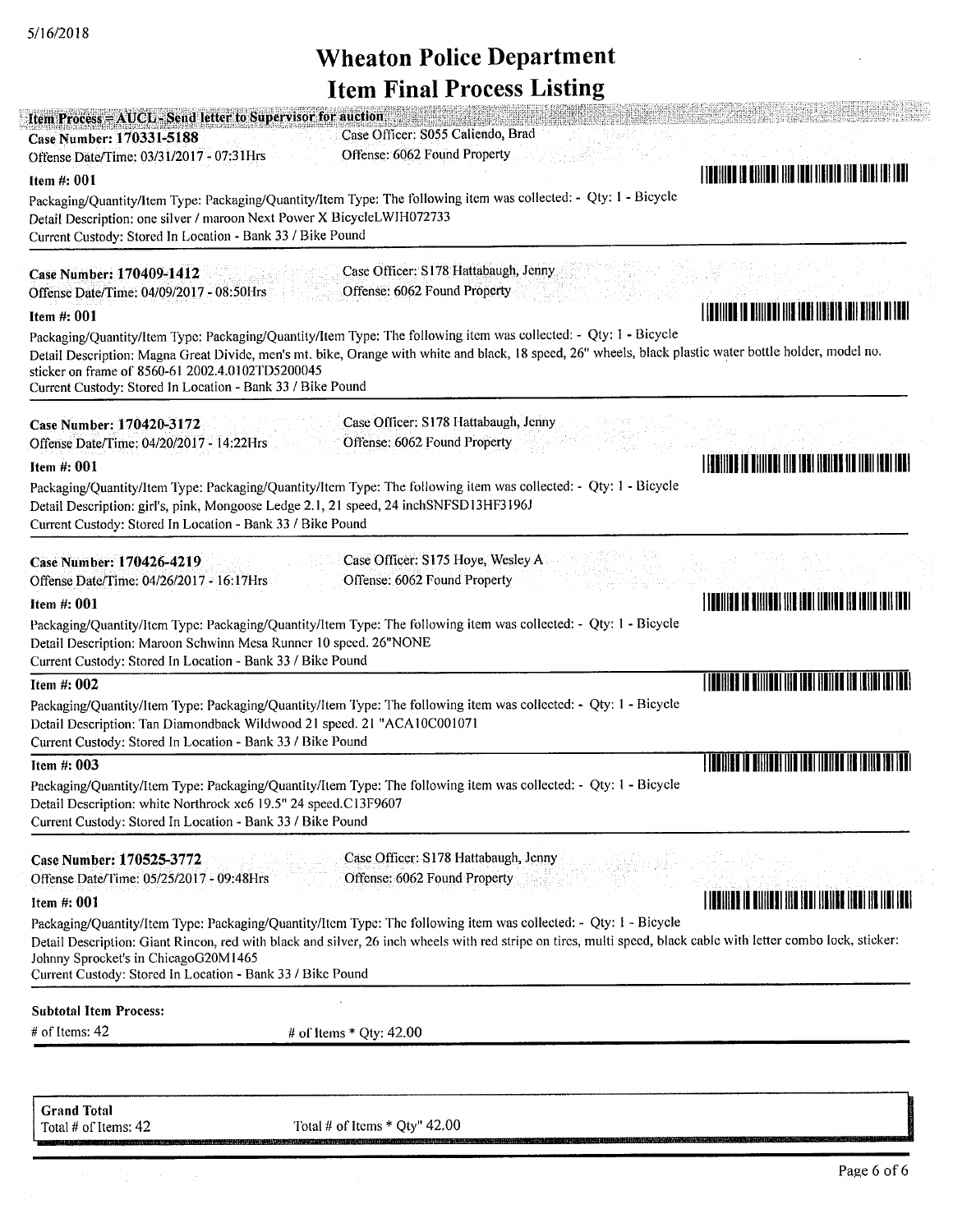# Wheaton Police Department

## Item Final Process Listing

**Item Process = AUCL - Send letter to Supervisor for auction**

**Case Number: 170331-5188** Case Officer: S055 Caliendo, Brad
Offense Date/Time: 03/31/2017 - 07:31Hrs Offense: 6062 Found Property

**Item #: 001**

Packaging/Quantity/Item Type: Packaging/Quantity/Item Type: The following item was collected: - Qty: 1 - Bicycle
Detail Description: one silver / maroon Next Power X BicycleLWIH072733
Current Custody: Stored In Location - Bank 33 / Bike Pound

---

**Case Number: 170409-1412** Case Officer: S178 Hattabaugh, Jenny
Offense Date/Time: 04/09/2017 - 08:50Hrs Offense: 6062 Found Property

**Item #: 001**

Packaging/Quantity/Item Type: Packaging/Quantity/Item Type: The following item was collected: - Qty: 1 - Bicycle
Detail Description: Magna Great Divide, men's mt. bike, Orange with white and black, 18 speed, 26" wheels, black plastic water bottle holder, model no. sticker on frame of 8560-61 2002.4.0102TD5200045
Current Custody: Stored In Location - Bank 33 / Bike Pound

---

**Case Number: 170420-3172** Case Officer: S178 Hattabaugh, Jenny
Offense Date/Time: 04/20/2017 - 14:22Hrs Offense: 6062 Found Property

**Item #: 001**

Packaging/Quantity/Item Type: Packaging/Quantity/Item Type: The following item was collected: - Qty: 1 - Bicycle
Detail Description: girl's, pink, Mongoose Ledge 2.1, 21 speed, 24 inchSNFSD13HF3196J
Current Custody: Stored In Location - Bank 33 / Bike Pound

---

**Case Number: 170426-4219** Case Officer: S175 Hoye, Wesley A
Offense Date/Time: 04/26/2017 - 16:17Hrs Offense: 6062 Found Property

**Item #: 001**

Packaging/Quantity/Item Type: Packaging/Quantity/Item Type: The following item was collected: - Qty: 1 - Bicycle
Detail Description: Maroon Schwinn Mesa Runner 10 speed. 26"NONE
Current Custody: Stored In Location - Bank 33 / Bike Pound

**Item #: 002**

Packaging/Quantity/Item Type: Packaging/Quantity/Item Type: The following item was collected: - Qty: 1 - Bicycle
Detail Description: Tan Diamondback Wildwood 21 speed. 21 "ACA10C001071
Current Custody: Stored In Location - Bank 33 / Bike Pound

**Item #: 003**

Packaging/Quantity/Item Type: Packaging/Quantity/Item Type: The following item was collected: - Qty: 1 - Bicycle
Detail Description: white Northrock xc6 19.5" 24 speed.C13F9607
Current Custody: Stored In Location - Bank 33 / Bike Pound

---

**Case Number: 170525-3772** Case Officer: S178 Hattabaugh, Jenny
Offense Date/Time: 05/25/2017 - 09:48Hrs Offense: 6062 Found Property

**Item #: 001**

Packaging/Quantity/Item Type: Packaging/Quantity/Item Type: The following item was collected: - Qty: 1 - Bicycle
Detail Description: Giant Rincon, red with black and silver, 26 inch wheels with red stripe on tires, multi speed, black cable with letter combo lock, sticker: Johnny Sprocket's in ChicagoG20M1465
Current Custody: Stored In Location - Bank 33 / Bike Pound

---

**Subtotal Item Process:**

\# of Items: 42 # of Items * Qty: 42.00

---

**Grand Total**

Total # of Items: 42 Total # of Items * Qty" 42.00